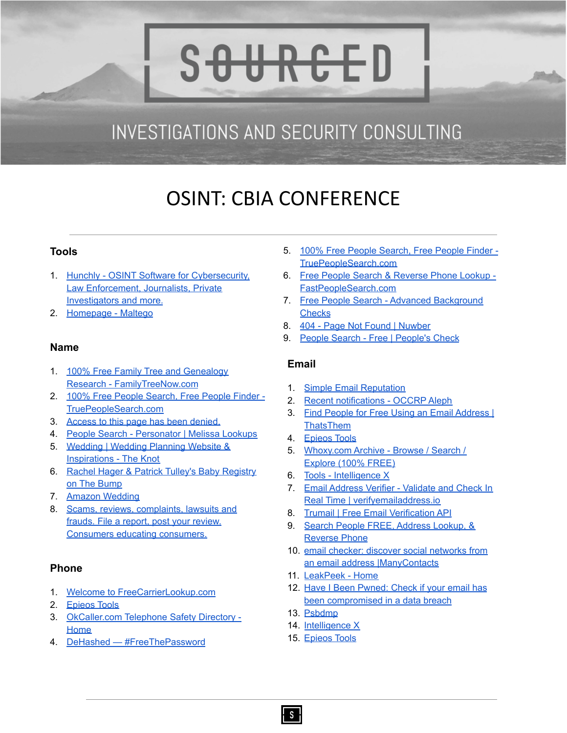SOURCED

INVESTIGATIONS AND SECURITY CONSULTING

# OSINT: CBIA CONFERENCE

### Tools

1. Hunchly - OSINT Software for Cybersecurity, Law Enforcement, Journalists, Private Investigators and more.
2. Homepage - Maltego

### Name

1. 100% Free Family Tree and Genealogy Research - FamilyTreeNow.com
2. 100% Free People Search, Free People Finder - TruePeopleSearch.com
3. Access to this page has been denied.
4. People Search - Personator | Melissa Lookups
5. Wedding | Wedding Planning Website & Inspirations - The Knot
6. Rachel Hager & Patrick Tulley's Baby Registry on The Bump
7. Amazon Wedding
8. Scams, reviews, complaints, lawsuits and frauds. File a report, post your review. Consumers educating consumers.

### Phone

1. Welcome to FreeCarrierLookup.com
2. Epieos Tools
3. OkCaller.com Telephone Safety Directory - Home
4. DeHashed — #FreeThePassword
5. 100% Free People Search, Free People Finder - TruePeopleSearch.com
6. Free People Search & Reverse Phone Lookup - FastPeopleSearch.com
7. Free People Search - Advanced Background Checks
8. 404 - Page Not Found | Nuwber
9. People Search - Free | People's Check

### Email

1. Simple Email Reputation
2. Recent notifications - OCCRP Aleph
3. Find People for Free Using an Email Address | ThatsThem
4. Epieos Tools
5. Whoxy.com Archive - Browse / Search / Explore (100% FREE)
6. Tools - Intelligence X
7. Email Address Verifier - Validate and Check In Real Time | verifyemailaddress.io
8. Trumail | Free Email Verification API
9. Search People FREE, Address Lookup, & Reverse Phone
10. email checker: discover social networks from an email address |ManyContacts
11. LeakPeek - Home
12. Have I Been Pwned: Check if your email has been compromised in a data breach
13. Psbdmp
14. Intelligence X
15. Epieos Tools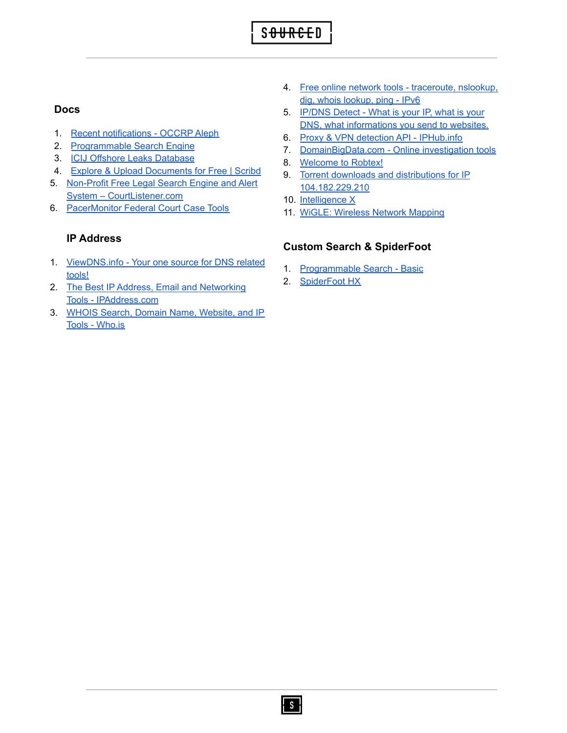## Docs

1. Recent notifications - OCCRP Aleph
2. Programmable Search Engine
3. ICIJ Offshore Leaks Database
4. Explore & Upload Documents for Free | Scribd
5. Non-Profit Free Legal Search Engine and Alert System – CourtListener.com
6. PacerMonitor Federal Court Case Tools

## IP Address

1. ViewDNS.info - Your one source for DNS related tools!
2. The Best IP Address, Email and Networking Tools - IPAddress.com
3. WHOIS Search, Domain Name, Website, and IP Tools - Who.is
4. Free online network tools - traceroute, nslookup, dig, whois lookup, ping - IPv6
5. IP/DNS Detect - What is your IP, what is your DNS, what informations you send to websites.
6. Proxy & VPN detection API - IPHub.info
7. DomainBigData.com - Online investigation tools
8. Welcome to Robtex!
9. Torrent downloads and distributions for IP 104.182.229.210
10. Intelligence X
11. WiGLE: Wireless Network Mapping

## Custom Search & SpiderFoot

1. Programmable Search - Basic
2. SpiderFoot HX